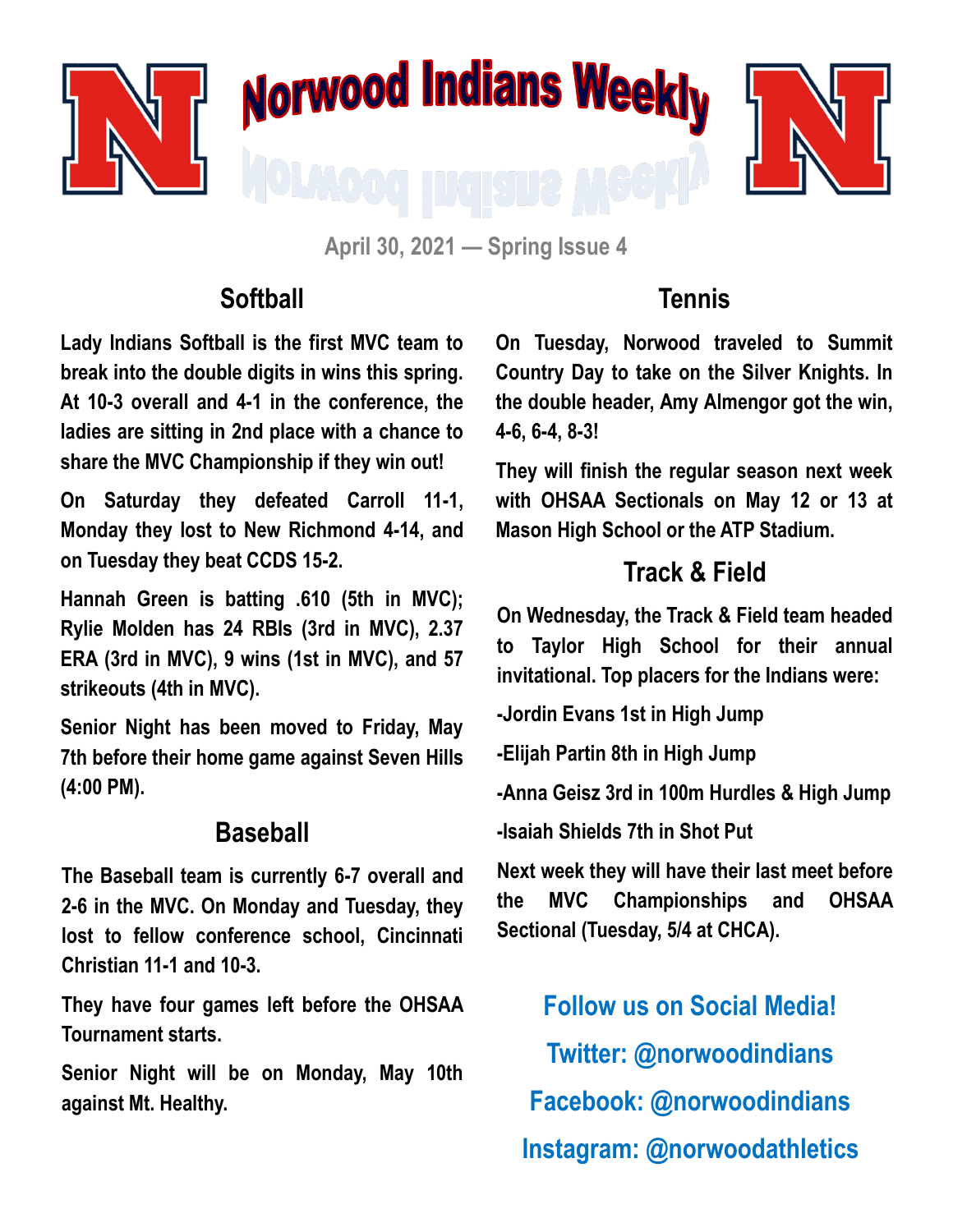# Norwood Indians Weekly

April 30, 2021 — Spring Issue 4

## Softball

**Lady Indians Softball is the first MVC team to break into the double digits in wins this spring. At 10-3 overall and 4-1 in the conference, the ladies are sitting in 2nd place with a chance to share the MVC Championship if they win out!**

**On Saturday they defeated Carroll 11-1, Monday they lost to New Richmond 4-14, and on Tuesday they beat CCDS 15-2.**

**Hannah Green is batting .610 (5th in MVC); Rylie Molden has 24 RBIs (3rd in MVC), 2.37 ERA (3rd in MVC), 9 wins (1st in MVC), and 57 strikeouts (4th in MVC).**

**Senior Night has been moved to Friday, May 7th before their home game against Seven Hills (4:00 PM).**

## Baseball

**The Baseball team is currently 6-7 overall and 2-6 in the MVC. On Monday and Tuesday, they lost to fellow conference school, Cincinnati Christian 11-1 and 10-3.**

**They have four games left before the OHSAA Tournament starts.**

**Senior Night will be on Monday, May 10th against Mt. Healthy.**

## Tennis

**On Tuesday, Norwood traveled to Summit Country Day to take on the Silver Knights. In the double header, Amy Almengor got the win, 4-6, 6-4, 8-3!**

**They will finish the regular season next week with OHSAA Sectionals on May 12 or 13 at Mason High School or the ATP Stadium.**

## Track & Field

**On Wednesday, the Track & Field team headed to Taylor High School for their annual invitational. Top placers for the Indians were:**

**-Jordin Evans 1st in High Jump**

**-Elijah Partin 8th in High Jump**

**-Anna Geisz 3rd in 100m Hurdles & High Jump**

**-Isaiah Shields 7th in Shot Put**

**Next week they will have their last meet before the MVC Championships and OHSAA Sectional (Tuesday, 5/4 at CHCA).**

**Follow us on Social Media!**

**Twitter: @norwoodindians**

**Facebook: @norwoodindians**

**Instagram: @norwoodathletics**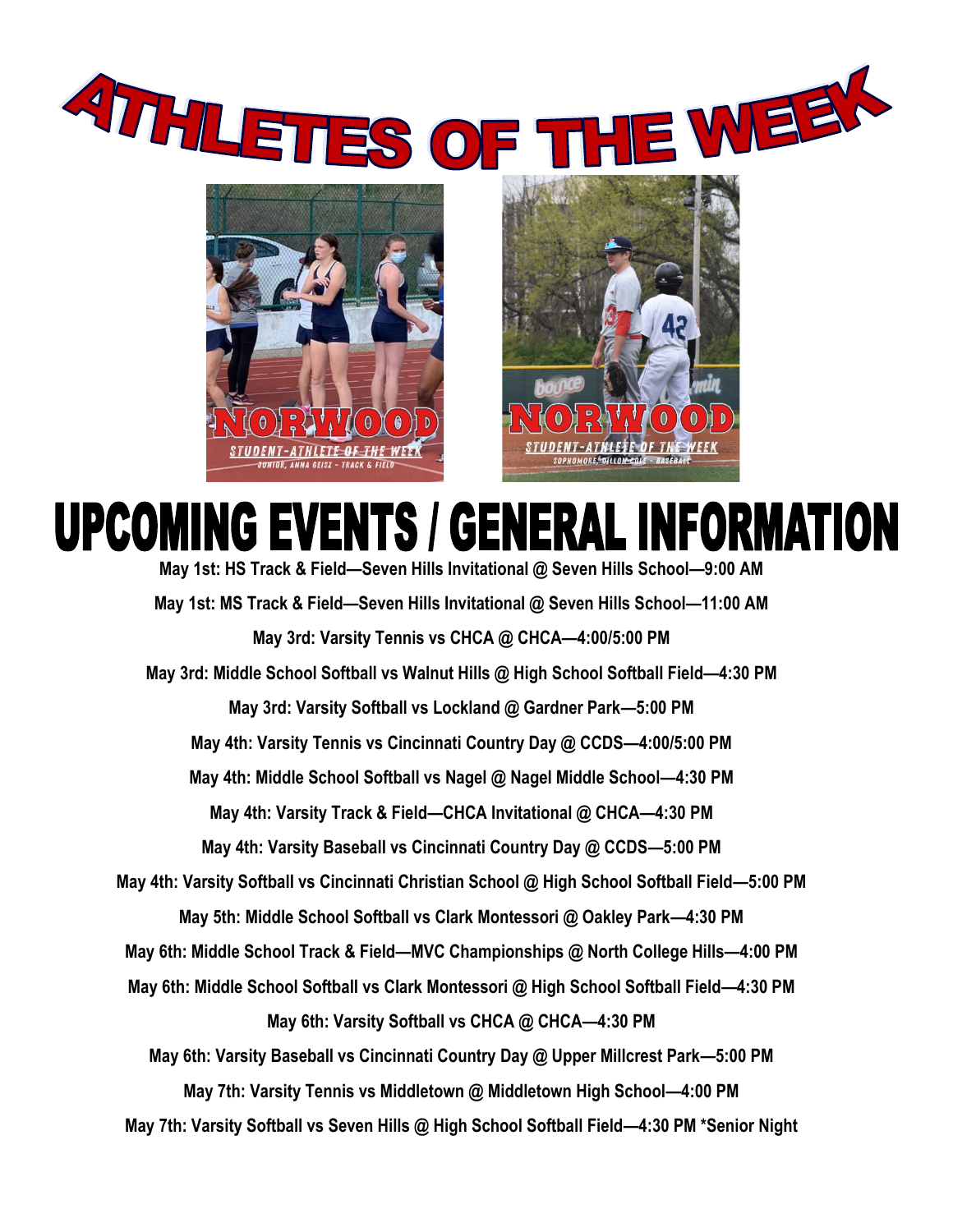# ATHLETES OF THE WEEK

NORWOOD

STUDENT-ATHLETE OF THE WEEK

JUNIOR, ANNA GEISZ - TRACK & FIELD

NORWOOD

STUDENT-ATHLETE OF THE WEEK

SOPHOMORE, DILLON COLE - BASEBALL

# UPCOMING EVENTS / GENERAL INFORMATION

**May 1st: HS Track & Field—Seven Hills Invitational @ Seven Hills School—9:00 AM**

**May 1st: MS Track & Field—Seven Hills Invitational @ Seven Hills School—11:00 AM**

**May 3rd: Varsity Tennis vs CHCA @ CHCA—4:00/5:00 PM**

**May 3rd: Middle School Softball vs Walnut Hills @ High School Softball Field—4:30 PM**

**May 3rd: Varsity Softball vs Lockland @ Gardner Park—5:00 PM**

**May 4th: Varsity Tennis vs Cincinnati Country Day @ CCDS—4:00/5:00 PM**

**May 4th: Middle School Softball vs Nagel @ Nagel Middle School—4:30 PM**

**May 4th: Varsity Track & Field—CHCA Invitational @ CHCA—4:30 PM**

**May 4th: Varsity Baseball vs Cincinnati Country Day @ CCDS—5:00 PM**

**May 4th: Varsity Softball vs Cincinnati Christian School @ High School Softball Field—5:00 PM**

**May 5th: Middle School Softball vs Clark Montessori @ Oakley Park—4:30 PM**

**May 6th: Middle School Track & Field—MVC Championships @ North College Hills—4:00 PM**

**May 6th: Middle School Softball vs Clark Montessori @ High School Softball Field—4:30 PM**

**May 6th: Varsity Softball vs CHCA @ CHCA—4:30 PM**

**May 6th: Varsity Baseball vs Cincinnati Country Day @ Upper Millcrest Park—5:00 PM**

**May 7th: Varsity Tennis vs Middletown @ Middletown High School—4:00 PM**

**May 7th: Varsity Softball vs Seven Hills @ High School Softball Field—4:30 PM *Senior Night**